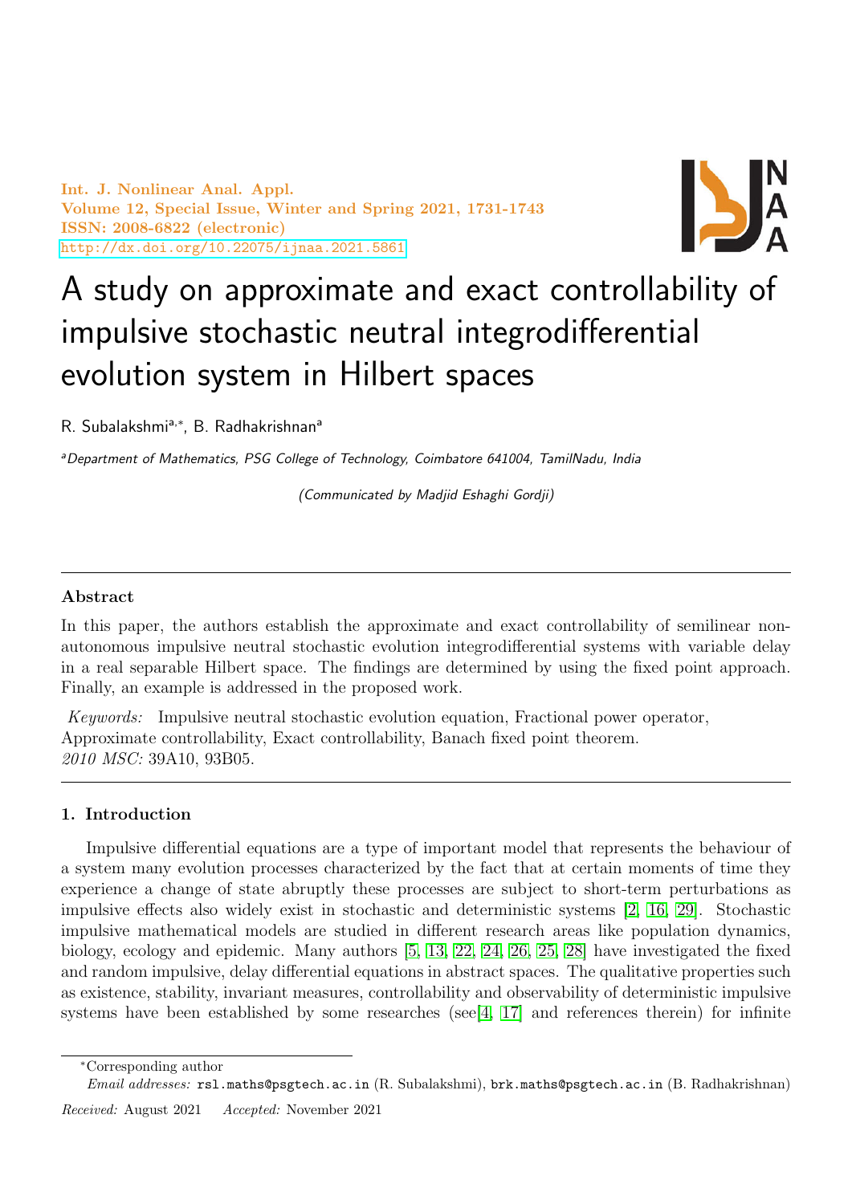# A study on approximate and exact controllability of impulsive stochastic neutral integrodifferential evolution system in Hilbert spaces

R. Subalakshmi[a,*], B. Radhakrishnan[a]

[a]*Department of Mathematics, PSG College of Technology, Coimbatore 641004, TamilNadu, India*

*(Communicated by Madjid Eshaghi Gordji)*

---

### Abstract

In this paper, the authors establish the approximate and exact controllability of semilinear non-autonomous impulsive neutral stochastic evolution integrodifferential systems with variable delay in a real separable Hilbert space. The findings are determined by using the fixed point approach. Finally, an example is addressed in the proposed work.

*Keywords:* Impulsive neutral stochastic evolution equation, Fractional power operator, Approximate controllability, Exact controllability, Banach fixed point theorem.
*2010 MSC:* 39A10, 93B05.

---

## 1. Introduction

Impulsive differential equations are a type of important model that represents the behaviour of a system many evolution processes characterized by the fact that at certain moments of time they experience a change of state abruptly these processes are subject to short-term perturbations as impulsive effects also widely exist in stochastic and deterministic systems [2, 16, 29]. Stochastic impulsive mathematical models are studied in different research areas like population dynamics, biology, ecology and epidemic. Many authors [5, 13, 22, 24, 26, 25, 28] have investigated the fixed and random impulsive, delay differential equations in abstract spaces. The qualitative properties such as existence, stability, invariant measures, controllability and observability of deterministic impulsive systems have been established by some researches (see[4, 17] and references therein) for infinite

---

*Corresponding author

*Email addresses:* rsl.maths@psgtech.ac.in (R. Subalakshmi), brk.maths@psgtech.ac.in (B. Radhakrishnan)

*Received:* August 2021 *Accepted:* November 2021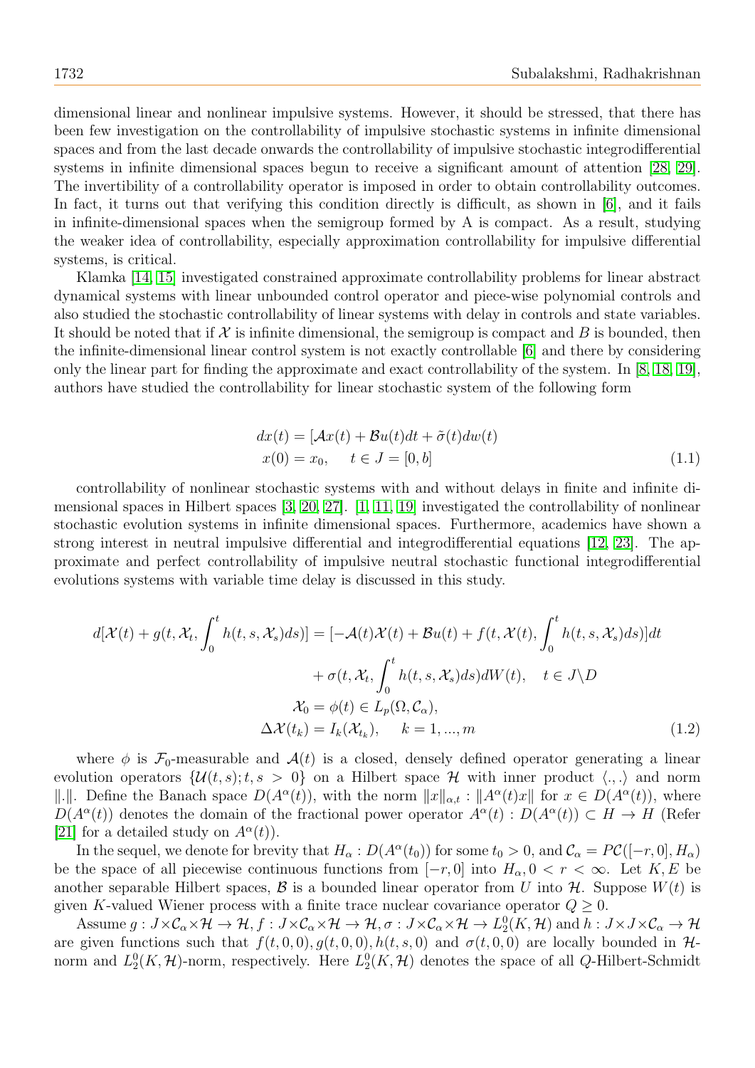dimensional linear and nonlinear impulsive systems. However, it should be stressed, that there has been few investigation on the controllability of impulsive stochastic systems in infinite dimensional spaces and from the last decade onwards the controllability of impulsive stochastic integrodifferential systems in infinite dimensional spaces begun to receive a significant amount of attention [28, 29]. The invertibility of a controllability operator is imposed in order to obtain controllability outcomes. In fact, it turns out that verifying this condition directly is difficult, as shown in [6], and it fails in infinite-dimensional spaces when the semigroup formed by A is compact. As a result, studying the weaker idea of controllability, especially approximation controllability for impulsive differential systems, is critical.

Klamka [14, 15] investigated constrained approximate controllability problems for linear abstract dynamical systems with linear unbounded control operator and piece-wise polynomial controls and also studied the stochastic controllability of linear systems with delay in controls and state variables. It should be noted that if $\mathcal{X}$ is infinite dimensional, the semigroup is compact and $B$ is bounded, then the infinite-dimensional linear control system is not exactly controllable [6] and there by considering only the linear part for finding the approximate and exact controllability of the system. In [8, 18, 19], authors have studied the controllability for linear stochastic system of the following form

$$
\begin{aligned}
dx(t) &= [\mathcal{A}x(t) + \mathcal{B}u(t)dt + \tilde{\sigma}(t)dw(t) \\
x(0) &= x_0, \quad t \in J = [0, b]
\end{aligned}
\tag{1.1}
$$

controllability of nonlinear stochastic systems with and without delays in finite and infinite dimensional spaces in Hilbert spaces [3, 20, 27]. [1, 11, 19] investigated the controllability of nonlinear stochastic evolution systems in infinite dimensional spaces. Furthermore, academics have shown a strong interest in neutral impulsive differential and integrodifferential equations [12, 23]. The approximate and perfect controllability of impulsive neutral stochastic functional integrodifferential evolutions systems with variable time delay is discussed in this study.

$$
\begin{aligned}
d[\mathcal{X}(t) + g(t, \mathcal{X}_t, \int_0^t h(t, s, \mathcal{X}_s)ds)] &= [-\mathcal{A}(t)\mathcal{X}(t) + \mathcal{B}u(t) + f(t, \mathcal{X}(t), \int_0^t h(t, s, \mathcal{X}_s)ds)]dt \\
&\quad + \sigma(t, \mathcal{X}_t, \int_0^t h(t, s, \mathcal{X}_s)ds)dW(t), \quad t \in J \backslash D \\
\mathcal{X}_0 &= \phi(t) \in L_p(\Omega, \mathcal{C}_\alpha), \\
\Delta \mathcal{X}(t_k) &= I_k(\mathcal{X}_{t_k}), \quad k = 1, ..., m
\end{aligned}
\tag{1.2}
$$

where $\phi$ is $\mathcal{F}_0$-measurable and $\mathcal{A}(t)$ is a closed, densely defined operator generating a linear evolution operators $\{\mathcal{U}(t, s); t, s > 0\}$ on a Hilbert space $\mathcal{H}$ with inner product $\langle ., . \rangle$ and norm $\|.\|$. Define the Banach space $D(A^\alpha(t))$, with the norm $\|x\|_{\alpha,t} : \|A^\alpha(t)x\|$ for $x \in D(A^\alpha(t))$, where $D(A^\alpha(t))$ denotes the domain of the fractional power operator $A^\alpha(t) : D(A^\alpha(t)) \subset H \to H$ (Refer [21] for a detailed study on $A^\alpha(t)$).

In the sequel, we denote for brevity that $H_\alpha : D(A^\alpha(t_0))$ for some $t_0 > 0$, and $\mathcal{C}_\alpha = PC([-r, 0], H_\alpha)$ be the space of all piecewise continuous functions from $[-r, 0]$ into $H_\alpha, 0 < r < \infty$. Let $K, E$ be another separable Hilbert spaces, $\mathcal{B}$ is a bounded linear operator from $U$ into $\mathcal{H}$. Suppose $W(t)$ is given $K$-valued Wiener process with a finite trace nuclear covariance operator $Q \geq 0$.

Assume $g : J \times \mathcal{C}_\alpha \times \mathcal{H} \to \mathcal{H}, f : J \times \mathcal{C}_\alpha \times \mathcal{H} \to \mathcal{H}, \sigma : J \times \mathcal{C}_\alpha \times \mathcal{H} \to L_2^0(K, \mathcal{H})$ and $h : J \times J \times \mathcal{C}_\alpha \to \mathcal{H}$ are given functions such that $f(t, 0, 0), g(t, 0, 0), h(t, s, 0)$ and $\sigma(t, 0, 0)$ are locally bounded in $\mathcal{H}$-norm and $L_2^0(K, \mathcal{H})$-norm, respectively. Here $L_2^0(K, \mathcal{H})$ denotes the space of all $Q$-Hilbert-Schmidt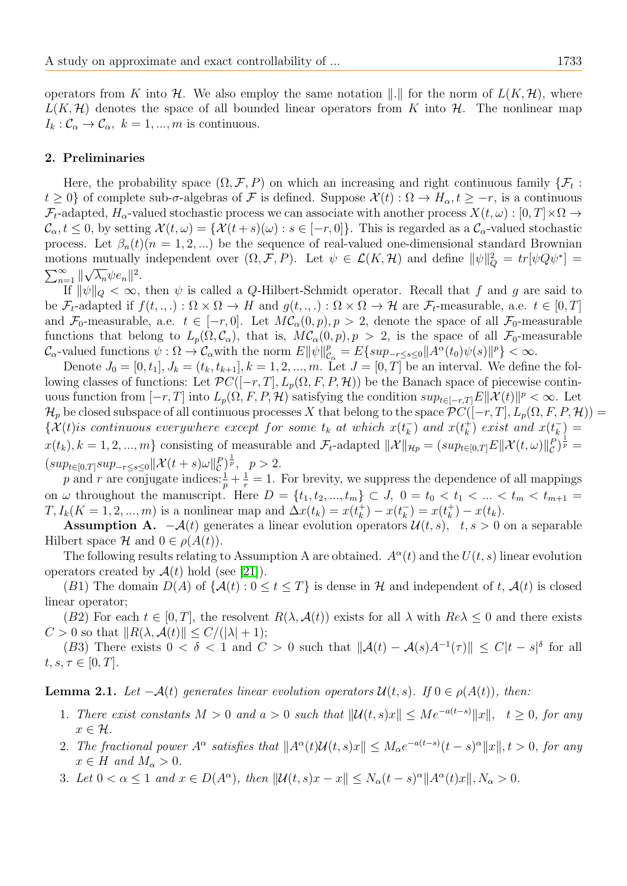operators from $K$ into $\mathcal{H}$. We also employ the same notation $\|.\|$ for the norm of $L(K, \mathcal{H})$, where $L(K, \mathcal{H})$ denotes the space of all bounded linear operators from $K$ into $\mathcal{H}$. The nonlinear map $I_k : \mathcal{C}_\alpha \to \mathcal{C}_\alpha,\ k = 1, ..., m$ is continuous.

## 2. Preliminaries

Here, the probability space $(\Omega, \mathcal{F}, P)$ on which an increasing and right continuous family $\{\mathcal{F}_t : t \geq 0\}$ of complete sub-$\sigma$-algebras of $\mathcal{F}$ is defined. Suppose $\mathcal{X}(t) : \Omega \to H_\alpha, t \geq -r$, is a continuous $\mathcal{F}_t$-adapted, $H_\alpha$-valued stochastic process we can associate with another process $X(t, \omega) : [0, T] \times \Omega \to \mathcal{C}_\alpha, t \leq 0$, by setting $\mathcal{X}(t, \omega) = \{\mathcal{X}(t + s)(\omega) : s \in [-r, 0]\}$. This is regarded as a $\mathcal{C}_\alpha$-valued stochastic process. Let $\beta_n(t)(n = 1, 2, ...)$ be the sequence of real-valued one-dimensional standard Brownian motions mutually independent over $(\Omega, \mathcal{F}, P)$. Let $\psi \in \mathcal{L}(K, \mathcal{H})$ and define $\|\psi\|_Q^2 = tr[\psi Q \psi^*] = \sum_{n=1}^{\infty} \|\sqrt{\lambda_n} \psi e_n\|^2$.

If $\|\psi\|_Q < \infty$, then $\psi$ is called a $Q$-Hilbert-Schmidt operator. Recall that $f$ and $g$ are said to be $\mathcal{F}_t$-adapted if $f(t, ., .) : \Omega \times \Omega \to H$ and $g(t, ., .) : \Omega \times \Omega \to \mathcal{H}$ are $\mathcal{F}_t$-measurable, a.e. $t \in [0, T]$ and $\mathcal{F}_0$-measurable, a.e. $t \in [-r, 0]$. Let $M\mathcal{C}_\alpha(0, p), p > 2$, denote the space of all $\mathcal{F}_0$-measurable functions that belong to $L_p(\Omega, \mathcal{C}_\alpha)$, that is, $M\mathcal{C}_\alpha(0, p), p > 2$, is the space of all $\mathcal{F}_0$-measurable $\mathcal{C}_\alpha$-valued functions $\psi : \Omega \to \mathcal{C}_\alpha$with the norm $E\|\psi\|^p_{\mathcal{C}_\alpha} = E\{sup_{-r \leq s \leq 0} \|A^\alpha(t_0)\psi(s)\|^p\} < \infty$.

Denote $J_0 = [0, t_1], J_k = (t_k, t_{k+1}], k = 1, 2, ..., m$. Let $J = [0, T]$ be an interval. We define the following classes of functions: Let $\mathcal{PC}([-r, T], L_p(\Omega, F, P, \mathcal{H}))$ be the Banach space of piecewise continuous function from $[-r, T]$ into $L_p(\Omega, F, P, \mathcal{H})$ satisfying the condition $sup_{t \in [-r,T]} E\|\mathcal{X}(t)\|^p < \infty$. Let $\mathcal{H}_p$ be closed subspace of all continuous processes $X$ that belong to the space $\mathcal{PC}([-r, T], L_p(\Omega, F, P, \mathcal{H})) = \{\mathcal{X}(t) \textit{is continuous everywhere except for some } t_k \textit{ at which } x(t_k^-) \textit{ and } x(t_k^+) \textit{ exist and } x(t_k^-) = x(t_k), k = 1, 2, ..., m\}$ consisting of measurable and $\mathcal{F}_t$-adapted $\|\mathcal{X}\|_{\mathcal{H}p} = (sup_{t \in [0,T]} E\|\mathcal{X}(t, \omega)\|^P_{\mathcal{C}})^{\frac{1}{p}} = (sup_{t \in [0,T]} sup_{-r \leq s \leq 0} \|\mathcal{X}(t + s)\omega\|^P_{\mathcal{C}})^{\frac{1}{p}},\ \ p > 2.$

$p$ and $r$ are conjugate indices:$\frac{1}{p} + \frac{1}{r} = 1$. For brevity, we suppress the dependence of all mappings on $\omega$ throughout the manuscript. Here $D = \{t_1, t_2, ..., t_m\} \subset J,\ 0 = t_0 < t_1 < ... < t_m < t_{m+1} = T, I_k(K = 1, 2, ..., m)$ is a nonlinear map and $\Delta x(t_k) = x(t_k^+) - x(t_k^-) = x(t_k^+) - x(t_k)$.

**Assumption A.** $-\mathcal{A}(t)$ generates a linear evolution operators $\mathcal{U}(t, s),\ \ t, s > 0$ on a separable Hilbert space $\mathcal{H}$ and $0 \in \rho(A(t))$.

The following results relating to Assumption A are obtained. $A^\alpha(t)$ and the $U(t, s)$ linear evolution operators created by $\mathcal{A}(t)$ hold (see [21]).

$(B1)$ The domain $D(A)$ of $\{\mathcal{A}(t) : 0 \leq t \leq T\}$ is dense in $\mathcal{H}$ and independent of $t$, $\mathcal{A}(t)$ is closed linear operator;

$(B2)$ For each $t \in [0, T]$, the resolvent $R(\lambda, \mathcal{A}(t))$ exists for all $\lambda$ with $Re\lambda \leq 0$ and there exists $C > 0$ so that $\|R(\lambda, \mathcal{A}(t)\| \leq C/(|\lambda| + 1)$;

$(B3)$ There exists $0 < \delta < 1$ and $C > 0$ such that $\|\mathcal{A}(t) - \mathcal{A}(s)A^{-1}(\tau)\| \leq C|t - s|^\delta$ for all $t, s, \tau \in [0, T]$.

**Lemma 2.1.** *Let $-\mathcal{A}(t)$ generates linear evolution operators $\mathcal{U}(t, s)$. If $0 \in \rho(\mathcal{A}(t))$, then:*

1. *There exist constants $M > 0$ and $a > 0$ such that $\|\mathcal{U}(t, s)x\| \leq Me^{-a(t-s)}\|x\|,\ \ t \geq 0$, for any $x \in \mathcal{H}$.*
2. *The fractional power $A^\alpha$ satisfies that $\|A^\alpha(t)\mathcal{U}(t, s)x\| \leq M_\alpha e^{-a(t-s)}(t - s)^\alpha \|x\|, t > 0$, for any $x \in H$ and $M_\alpha > 0$.*
3. *Let $0 < \alpha \leq 1$ and $x \in D(A^\alpha)$, then $\|\mathcal{U}(t, s)x - x\| \leq N_\alpha(t - s)^\alpha \|A^\alpha(t)x\|, N_\alpha > 0$.*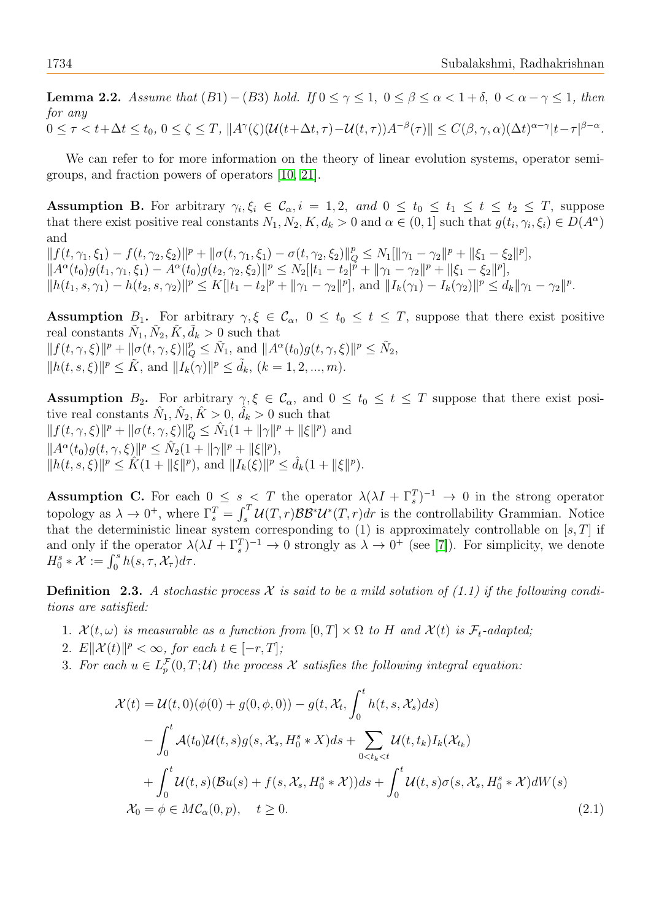**Lemma 2.2.** *Assume that $(B1)-(B3)$ hold. If $0 \le \gamma \le 1,\ 0 \le \beta \le \alpha < 1+\delta,\ 0 < \alpha - \gamma \le 1$, then for any*
$0 \le \tau < t+\Delta t \le t_0,\ 0 \le \zeta \le T,\ \|A^{\gamma}(\zeta)(\mathcal{U}(t+\Delta t,\tau)-\mathcal{U}(t,\tau))A^{-\beta}(\tau)\| \le C(\beta,\gamma,\alpha)(\Delta t)^{\alpha-\gamma}|t-\tau|^{\beta-\alpha}.$

We can refer to for more information on the theory of linear evolution systems, operator semigroups, and fraction powers of operators [10, 21].

**Assumption B.** For arbitrary $\gamma_i, \xi_i \in \mathcal{C}_{\alpha}, i = 1,2,$ *and* $0 \le t_0 \le t_1 \le t \le t_2 \le T$, suppose that there exist positive real constants $N_1, N_2, K, d_k > 0$ and $\alpha \in (0,1]$ such that $g(t_i, \gamma_i, \xi_i) \in D(A^{\alpha})$ and
$\|f(t,\gamma_1,\xi_1) - f(t,\gamma_2,\xi_2)\|^p + \|\sigma(t,\gamma_1,\xi_1) - \sigma(t,\gamma_2,\xi_2)\|_Q^p \le N_1[\|\gamma_1-\gamma_2\|^p + \|\xi_1-\xi_2\|^p]$,
$\|A^{\alpha}(t_0)g(t_1,\gamma_1,\xi_1) - A^{\alpha}(t_0)g(t_2,\gamma_2,\xi_2)\|^p \le N_2[|t_1-t_2|^p + \|\gamma_1-\gamma_2\|^p + \|\xi_1-\xi_2\|^p]$,
$\|h(t_1,s,\gamma_1) - h(t_2,s,\gamma_2)\|^p \le K[|t_1-t_2|^p + \|\gamma_1-\gamma_2\|^p]$, and $\|I_k(\gamma_1) - I_k(\gamma_2)\|^p \le d_k\|\gamma_1-\gamma_2\|^p$.

**Assumption $B_1$.** For arbitrary $\gamma, \xi \in \mathcal{C}_{\alpha},\ 0 \le t_0 \le t \le T$, suppose that there exist positive real constants $\tilde{N}_1, \tilde{N}_2, \tilde{K}, \tilde{d}_k > 0$ such that
$\|f(t,\gamma,\xi)\|^p + \|\sigma(t,\gamma,\xi)\|_Q^p \le \tilde{N}_1$, and $\|A^{\alpha}(t_0)g(t,\gamma,\xi)\|^p \le \tilde{N}_2$,
$\|h(t,s,\xi)\|^p \le \tilde{K}$, and $\|I_k(\gamma)\|^p \le \tilde{d}_k$, $(k = 1,2,...,m)$.

**Assumption $B_2$.** For arbitrary $\gamma, \xi \in \mathcal{C}_{\alpha}$, and $0 \le t_0 \le t \le T$ suppose that there exist positive real constants $\hat{N}_1, \hat{N}_2, \hat{K} > 0,\ \hat{d}_k > 0$ such that
$\|f(t,\gamma,\xi)\|^p + \|\sigma(t,\gamma,\xi)\|_Q^p \le \hat{N}_1(1 + \|\gamma\|^p + \|\xi\|^p)$ and
$\|A^{\alpha}(t_0)g(t,\gamma,\xi)\|^p \le \hat{N}_2(1 + \|\gamma\|^p + \|\xi\|^p)$,
$\|h(t,s,\xi)\|^p \le \hat{K}(1 + \|\xi\|^p)$, and $\|I_k(\xi)\|^p \le \hat{d}_k(1 + \|\xi\|^p)$.

**Assumption C.** For each $0 \le s < T$ the operator $\lambda(\lambda I + \Gamma_s^T)^{-1} \to 0$ in the strong operator topology as $\lambda \to 0^+$, where $\Gamma_s^T = \int_s^T \mathcal{U}(T,r)\mathcal{B}\mathcal{B}^*\mathcal{U}^*(T,r)dr$ is the controllability Grammian. Notice that the deterministic linear system corresponding to (1) is approximately controllable on $[s,T]$ if and only if the operator $\lambda(\lambda I + \Gamma_s^T)^{-1} \to 0$ strongly as $\lambda \to 0^+$ (see [7]). For simplicity, we denote $H_0^s * \mathcal{X} := \int_0^s h(s,\tau,\mathcal{X}_\tau)d\tau$.

**Definition 2.3.** *A stochastic process $\mathcal{X}$ is said to be a mild solution of (1.1) if the following conditions are satisfied:*

1. *$\mathcal{X}(t,\omega)$ is measurable as a function from $[0,T] \times \Omega$ to $H$ and $\mathcal{X}(t)$ is $\mathcal{F}_t$-adapted;*
2. *$E\|\mathcal{X}(t)\|^p < \infty$, for each $t \in [-r,T]$;*
3. *For each $u \in L_p^{\mathcal{F}}(0,T;\mathcal{U})$ the process $\mathcal{X}$ satisfies the following integral equation:*

$$
\begin{aligned}
\mathcal{X}(t) &= \mathcal{U}(t,0)(\phi(0) + g(0,\phi,0)) - g(t,\mathcal{X}_t, \int_0^t h(t,s,\mathcal{X}_s)ds) \\
&\quad - \int_0^t \mathcal{A}(t_0)\mathcal{U}(t,s)g(s,\mathcal{X}_s, H_0^s * X)ds + \sum_{0<t_k<t} \mathcal{U}(t,t_k)I_k(\mathcal{X}_{t_k}) \\
&\quad + \int_0^t \mathcal{U}(t,s)(\mathcal{B}u(s) + f(s,\mathcal{X}_s, H_0^s * \mathcal{X}))ds + \int_0^t \mathcal{U}(t,s)\sigma(s,\mathcal{X}_s, H_0^s * \mathcal{X})dW(s) \\
\mathcal{X}_0 &= \phi \in M\mathcal{C}_{\alpha}(0,p), \quad t \ge 0.
\end{aligned} \tag{2.1}
$$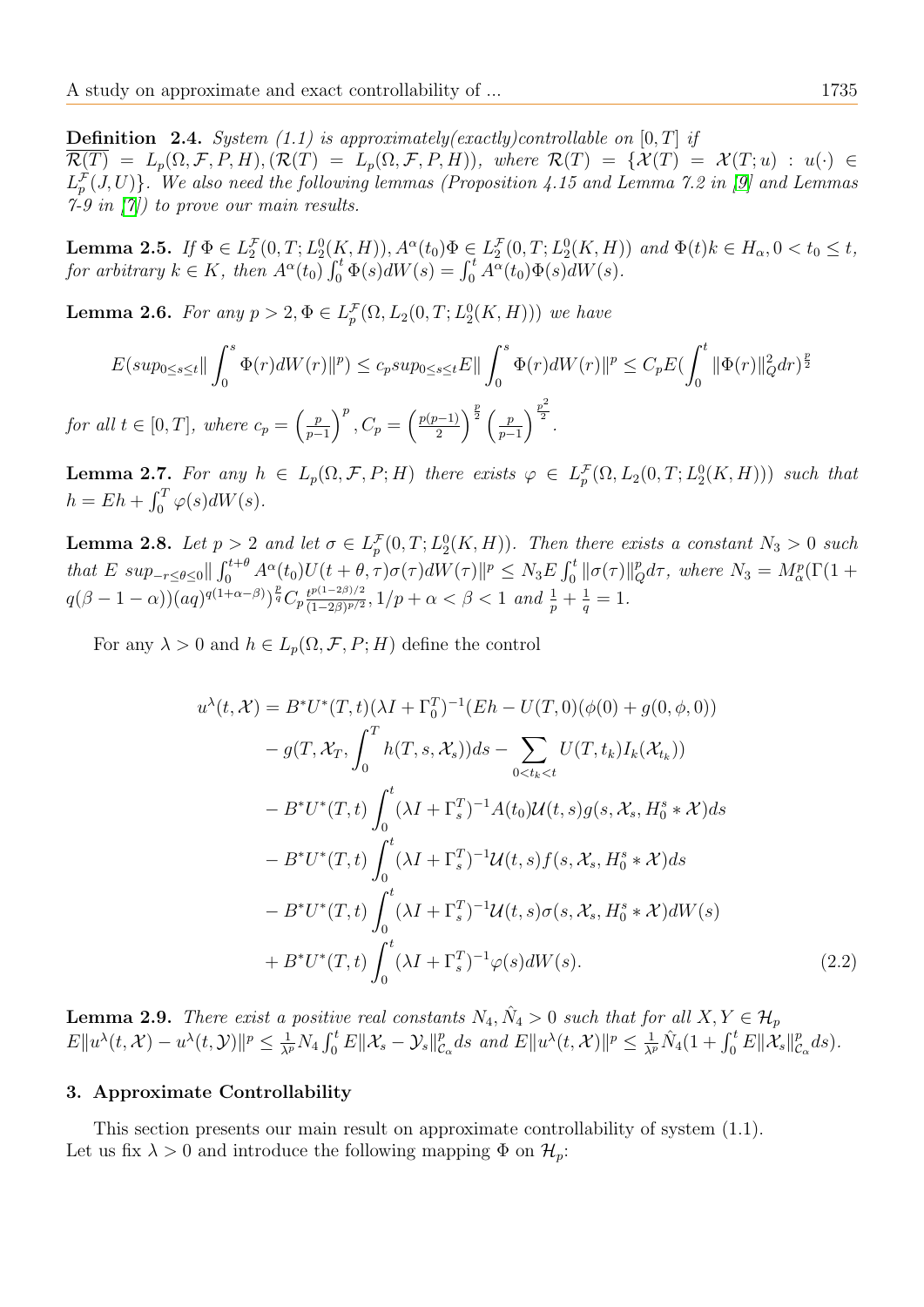**Definition 2.4.** *System (1.1) is approximately(exactly)controllable on* $[0,T]$ *if* $\overline{\mathcal{R}(T)} = L_p(\Omega, \mathcal{F}, P, H), (\mathcal{R}(T) = L_p(\Omega, \mathcal{F}, P, H))$*, where* $\mathcal{R}(T) = \{\mathcal{X}(T) = \mathcal{X}(T; u) : u(\cdot) \in L_p^{\mathcal{F}}(J, U)\}$*. We also need the following lemmas (Proposition 4.15 and Lemma 7.2 in [9] and Lemmas 7-9 in [7]) to prove our main results.*

**Lemma 2.5.** *If* $\Phi \in L_2^{\mathcal{F}}(0,T; L_2^0(K,H)), A^\alpha(t_0)\Phi \in L_2^{\mathcal{F}}(0,T; L_2^0(K,H))$ *and* $\Phi(t)k \in H_\alpha, 0 < t_0 \leq t$*, for arbitrary* $k \in K$*, then* $A^\alpha(t_0)\int_0^t \Phi(s)dW(s) = \int_0^t A^\alpha(t_0)\Phi(s)dW(s)$*.*

**Lemma 2.6.** *For any* $p > 2, \Phi \in L_p^{\mathcal{F}}(\Omega, L_2(0,T; L_2^0(K,H)))$ *we have*

$$E(sup_{0\leq s\leq t}\|\int_0^s \Phi(r)dW(r)\|^p) \leq c_p sup_{0\leq s\leq t} E\|\int_0^s \Phi(r)dW(r)\|^p \leq C_p E(\int_0^t \|\Phi(r)\|_Q^2 dr)^{\frac{p}{2}}$$

*for all* $t \in [0,T]$*, where* $c_p = \left(\frac{p}{p-1}\right)^p, C_p = \left(\frac{p(p-1)}{2}\right)^{\frac{p}{2}}\left(\frac{p}{p-1}\right)^{\frac{p^2}{2}}$*.*

**Lemma 2.7.** *For any* $h \in L_p(\Omega, \mathcal{F}, P; H)$ *there exists* $\varphi \in L_p^{\mathcal{F}}(\Omega, L_2(0,T; L_2^0(K,H)))$ *such that* $h = Eh + \int_0^T \varphi(s)dW(s)$*.*

**Lemma 2.8.** *Let* $p > 2$ *and let* $\sigma \in L_p^{\mathcal{F}}(0,T; L_2^0(K,H))$*. Then there exists a constant* $N_3 > 0$ *such that* $E\ sup_{-r\leq\theta\leq 0}\|\int_0^{t+\theta} A^\alpha(t_0)U(t+\theta,\tau)\sigma(\tau)dW(\tau)\|^p \leq N_3 E\int_0^t \|\sigma(\tau)\|_Q^p d\tau$*, where* $N_3 = M_\alpha^p(\Gamma(1+q(\beta-1-\alpha))(aq)^{q(1+\alpha-\beta)})^{\frac{p}{q}} C_p \frac{t^{p(1-2\beta)/2}}{(1-2\beta)^{p/2}}, 1/p + \alpha < \beta < 1$ *and* $\frac{1}{p} + \frac{1}{q} = 1$*.*

For any $\lambda > 0$ and $h \in L_p(\Omega, \mathcal{F}, P; H)$ define the control

$$\begin{aligned}
u^\lambda(t,\mathcal{X}) &= B^*U^*(T,t)(\lambda I + \Gamma_0^T)^{-1}(Eh - U(T,0)(\phi(0) + g(0,\phi,0)) \\
&\quad - g(T, \mathcal{X}_T, \int_0^T h(T,s,\mathcal{X}_s))ds - \sum_{0<t_k<t} U(T,t_k)I_k(\mathcal{X}_{t_k})) \\
&\quad - B^*U^*(T,t)\int_0^t (\lambda I + \Gamma_s^T)^{-1} A(t_0)\mathcal{U}(t,s)g(s,\mathcal{X}_s, H_0^s * \mathcal{X})ds \\
&\quad - B^*U^*(T,t)\int_0^t (\lambda I + \Gamma_s^T)^{-1}\mathcal{U}(t,s)f(s,\mathcal{X}_s, H_0^s * \mathcal{X})ds \\
&\quad - B^*U^*(T,t)\int_0^t (\lambda I + \Gamma_s^T)^{-1}\mathcal{U}(t,s)\sigma(s,\mathcal{X}_s, H_0^s * \mathcal{X})dW(s) \\
&\quad + B^*U^*(T,t)\int_0^t (\lambda I + \Gamma_s^T)^{-1}\varphi(s)dW(s).
\end{aligned} \tag{2.2}$$

**Lemma 2.9.** *There exist a positive real constants* $N_4, \hat{N}_4 > 0$ *such that for all* $X, Y \in \mathcal{H}_p$ $E\|u^\lambda(t,\mathcal{X}) - u^\lambda(t,\mathcal{Y})\|^p \leq \frac{1}{\lambda^p}N_4\int_0^t E\|\mathcal{X}_s - \mathcal{Y}_s\|_{\mathcal{C}_\alpha}^p ds$ *and* $E\|u^\lambda(t,\mathcal{X})\|^p \leq \frac{1}{\lambda^p}\hat{N}_4(1 + \int_0^t E\|\mathcal{X}_s\|_{\mathcal{C}_\alpha}^p ds)$*.*

## 3. Approximate Controllability

This section presents our main result on approximate controllability of system (1.1). Let us fix $\lambda > 0$ and introduce the following mapping $\Phi$ on $\mathcal{H}_p$: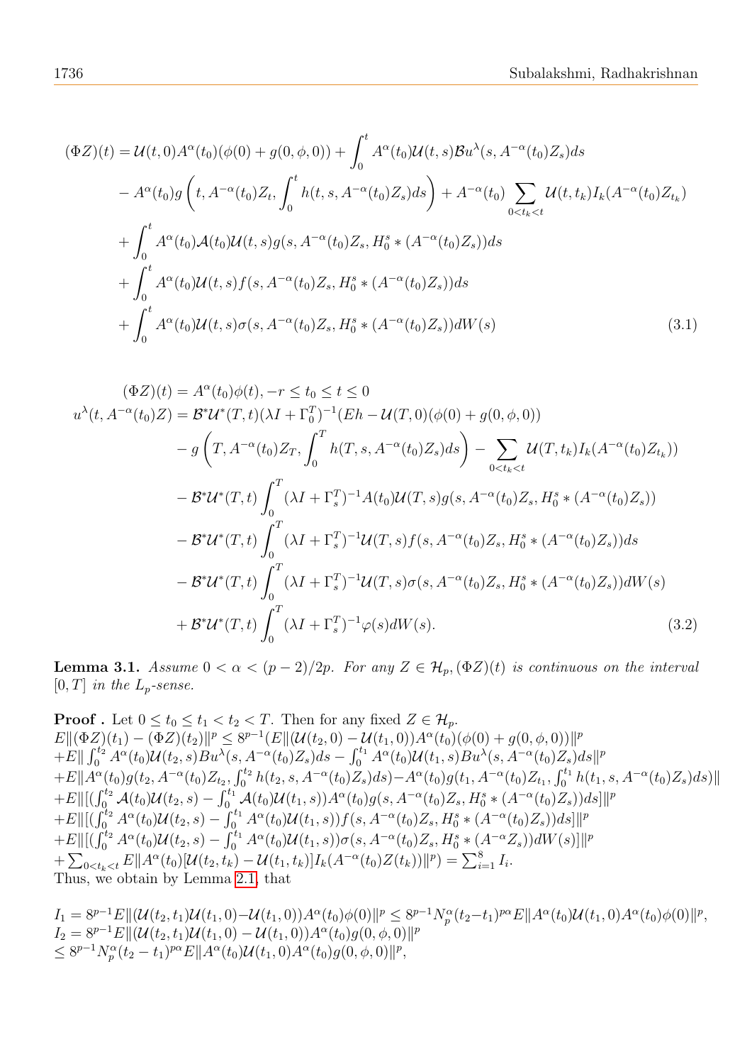$$
\begin{aligned}
(\Phi Z)(t) =\ & \mathcal{U}(t,0)A^{\alpha}(t_0)(\phi(0)+g(0,\phi,0)) + \int_0^t A^{\alpha}(t_0)\mathcal{U}(t,s)\mathcal{B}u^{\lambda}(s,A^{-\alpha}(t_0)Z_s)ds \\
& - A^{\alpha}(t_0)g\left(t, A^{-\alpha}(t_0)Z_t, \int_0^t h(t,s,A^{-\alpha}(t_0)Z_s)ds\right) + A^{-\alpha}(t_0)\sum_{0<t_k<t}\mathcal{U}(t,t_k)I_k(A^{-\alpha}(t_0)Z_{t_k}) \\
& + \int_0^t A^{\alpha}(t_0)\mathcal{A}(t_0)\mathcal{U}(t,s)g(s,A^{-\alpha}(t_0)Z_s, H_0^s * (A^{-\alpha}(t_0)Z_s))ds \\
& + \int_0^t A^{\alpha}(t_0)\mathcal{U}(t,s)f(s,A^{-\alpha}(t_0)Z_s, H_0^s * (A^{-\alpha}(t_0)Z_s))ds \\
& + \int_0^t A^{\alpha}(t_0)\mathcal{U}(t,s)\sigma(s,A^{-\alpha}(t_0)Z_s, H_0^s * (A^{-\alpha}(t_0)Z_s))dW(s) \qquad (3.1)
\end{aligned}
$$

$$
\begin{aligned}
(\Phi Z)(t) =\ & A^{\alpha}(t_0)\phi(t), -r \le t_0 \le t \le 0 \\
u^{\lambda}(t,A^{-\alpha}(t_0)Z) =\ & \mathcal{B}^*\mathcal{U}^*(T,t)(\lambda I + \Gamma_0^T)^{-1}(Eh - \mathcal{U}(T,0)(\phi(0)+g(0,\phi,0)) \\
& - g\left(T, A^{-\alpha}(t_0)Z_T, \int_0^T h(T,s,A^{-\alpha}(t_0)Z_s)ds\right) - \sum_{0<t_k<t}\mathcal{U}(T,t_k)I_k(A^{-\alpha}(t_0)Z_{t_k})) \\
& - \mathcal{B}^*\mathcal{U}^*(T,t)\int_0^T (\lambda I + \Gamma_s^T)^{-1}A(t_0)\mathcal{U}(T,s)g(s,A^{-\alpha}(t_0)Z_s, H_0^s * (A^{-\alpha}(t_0)Z_s)) \\
& - \mathcal{B}^*\mathcal{U}^*(T,t)\int_0^T (\lambda I + \Gamma_s^T)^{-1}\mathcal{U}(T,s)f(s,A^{-\alpha}(t_0)Z_s, H_0^s * (A^{-\alpha}(t_0)Z_s))ds \\
& - \mathcal{B}^*\mathcal{U}^*(T,t)\int_0^T (\lambda I + \Gamma_s^T)^{-1}\mathcal{U}(T,s)\sigma(s,A^{-\alpha}(t_0)Z_s, H_0^s * (A^{-\alpha}(t_0)Z_s))dW(s) \\
& + \mathcal{B}^*\mathcal{U}^*(T,t)\int_0^T (\lambda I + \Gamma_s^T)^{-1}\varphi(s)dW(s). \qquad (3.2)
\end{aligned}
$$

**Lemma 3.1.** *Assume $0 < \alpha < (p-2)/2p$. For any $Z \in \mathcal{H}_p, (\Phi Z)(t)$ is continuous on the interval $[0,T]$ in the $L_p$-sense.*

**Proof .** Let $0 \le t_0 \le t_1 < t_2 < T$. Then for any fixed $Z \in \mathcal{H}_p$.
$E\|(\Phi Z)(t_1) - (\Phi Z)(t_2)\|^p \le 8^{p-1}(E\|(\mathcal{U}(t_2,0) - \mathcal{U}(t_1,0))A^{\alpha}(t_0)(\phi(0)+g(0,\phi,0))\|^p$
$+E\|\int_0^{t_2} A^{\alpha}(t_0)\mathcal{U}(t_2,s)Bu^{\lambda}(s,A^{-\alpha}(t_0)Z_s)ds - \int_0^{t_1} A^{\alpha}(t_0)\mathcal{U}(t_1,s)Bu^{\lambda}(s,A^{-\alpha}(t_0)Z_s)ds\|^p$
$+E\|A^{\alpha}(t_0)g(t_2,A^{-\alpha}(t_0)Z_{t_2},\int_0^{t_2} h(t_2,s,A^{-\alpha}(t_0)Z_s)ds) - A^{\alpha}(t_0)g(t_1,A^{-\alpha}(t_0)Z_{t_1},\int_0^{t_1} h(t_1,s,A^{-\alpha}(t_0)Z_s)ds)\|$
$+E\|[(\int_0^{t_2}\mathcal{A}(t_0)\mathcal{U}(t_2,s) - \int_0^{t_1}\mathcal{A}(t_0)\mathcal{U}(t_1,s))A^{\alpha}(t_0)g(s,A^{-\alpha}(t_0)Z_s,H_0^s * (A^{-\alpha}(t_0)Z_s))ds]\|^p$
$+E\|[(\int_0^{t_2} A^{\alpha}(t_0)\mathcal{U}(t_2,s) - \int_0^{t_1} A^{\alpha}(t_0)\mathcal{U}(t_1,s))f(s,A^{-\alpha}(t_0)Z_s,H_0^s * (A^{-\alpha}(t_0)Z_s))ds]\|^p$
$+E\|[(\int_0^{t_2} A^{\alpha}(t_0)\mathcal{U}(t_2,s) - \int_0^{t_1} A^{\alpha}(t_0)\mathcal{U}(t_1,s))\sigma(s,A^{-\alpha}(t_0)Z_s,H_0^s * (A^{-\alpha}Z_s))dW(s)]\|^p$
$+\sum_{0<t_k<t} E\|A^{\alpha}(t_0)[\mathcal{U}(t_2,t_k) - \mathcal{U}(t_1,t_k)]I_k(A^{-\alpha}(t_0)Z(t_k))\|^p) = \sum_{i=1}^{8} I_i.$
Thus, we obtain by Lemma 2.1, that

$I_1 = 8^{p-1}E\|(\mathcal{U}(t_2,t_1)\mathcal{U}(t_1,0) - \mathcal{U}(t_1,0))A^{\alpha}(t_0)\phi(0)\|^p \le 8^{p-1}N_p^{\alpha}(t_2-t_1)^{p\alpha}E\|A^{\alpha}(t_0)\mathcal{U}(t_1,0)A^{\alpha}(t_0)\phi(0)\|^p,$
$I_2 = 8^{p-1}E\|(\mathcal{U}(t_2,t_1)\mathcal{U}(t_1,0) - \mathcal{U}(t_1,0))A^{\alpha}(t_0)g(0,\phi,0)\|^p$
$\le 8^{p-1}N_p^{\alpha}(t_2-t_1)^{p\alpha}E\|A^{\alpha}(t_0)\mathcal{U}(t_1,0)A^{\alpha}(t_0)g(0,\phi,0)\|^p,$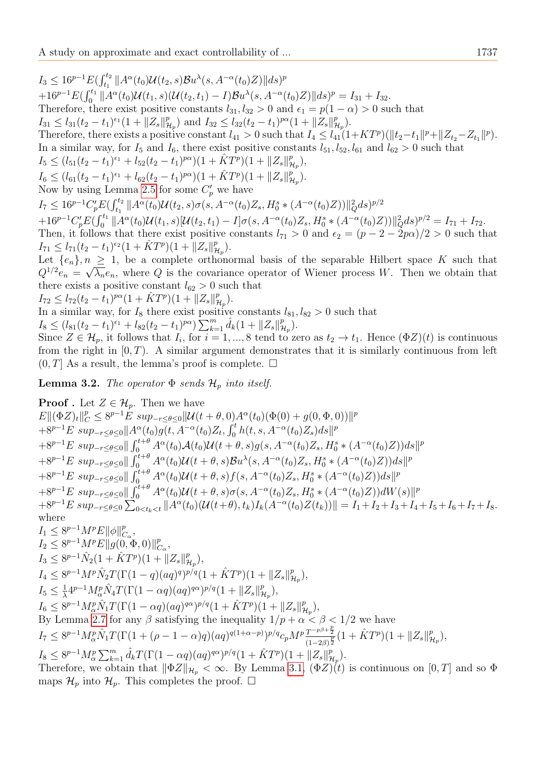$I_3 \leq 16^{p-1}E(\int_{t_1}^{t_2} \|A^{\alpha}(t_0)\mathcal{U}(t_2,s)\mathcal{B}u^{\lambda}(s, A^{-\alpha}(t_0)Z)\|ds)^p$
$+16^{p-1}E(\int_0^{t_1} \|A^{\alpha}(t_0)\mathcal{U}(t_1,s)(\mathcal{U}(t_2,t_1)-I)\mathcal{B}u^{\lambda}(s, A^{-\alpha}(t_0)Z)\|ds)^p = I_{31}+I_{32}.$

Therefore, there exist positive constants $l_{31}, l_{32} > 0$ and $\epsilon_1 = p(1-\alpha) > 0$ such that
$I_{31} \leq l_{31}(t_2-t_1)^{\epsilon_1}(1+\|Z_s\|_{\mathcal{H}_p}^p)$ and $I_{32} \leq l_{32}(t_2-t_1)^{p\alpha}(1+\|Z_s\|_{\mathcal{H}_p}^p)$.

Therefore, there exists a positive constant $l_{41} > 0$ such that $I_4 \leq l_{41}(1+KT^p)(\|t_2-t_1\|^p + \|Z_{t_2}-Z_{t_1}\|^p)$.

In a similar way, for $I_5$ and $I_6$, there exist positive constants $l_{51}, l_{52}, l_{61}$ and $l_{62} > 0$ such that
$I_5 \leq (l_{51}(t_2-t_1)^{\epsilon_1} + l_{52}(t_2-t_1)^{p\alpha})(1+\hat{K}T^p)(1+\|Z_s\|_{\mathcal{H}_p}^p),$
$I_6 \leq (l_{61}(t_2-t_1)^{\epsilon_1} + l_{62}(t_2-t_1)^{p\alpha})(1+\hat{K}T^p)(1+\|Z_s\|_{\mathcal{H}_p}^p).$

Now by using Lemma 2.5 for some $C_p'$ we have
$I_7 \leq 16^{p-1}C_p'E(\int_{t_1}^{t_2} \|A^{\alpha}(t_0)\mathcal{U}(t_2,s)\sigma(s, A^{-\alpha}(t_0)Z_s, H_0^s * (A^{-\alpha}(t_0)Z))\|_Q^2 ds)^{p/2}$
$+16^{p-1}C_p'E(\int_0^{t_1} \|A^{\alpha}(t_0)\mathcal{U}(t_1,s)[\mathcal{U}(t_2,t_1)-I]\sigma(s, A^{-\alpha}(t_0)Z_s, H_0^s * (A^{-\alpha}(t_0)Z))\|_Q^2 ds)^{p/2} = I_{71}+I_{72}.$

Then, it follows that there exist positive constants $l_{71} > 0$ and $\epsilon_2 = (p-2-2p\alpha)/2 > 0$ such that
$I_{71} \leq l_{71}(t_2-t_1)^{\epsilon_2}(1+\hat{K}T^p)(1+\|Z_s\|_{\mathcal{H}_p}^p).$

Let $\{e_n\}, n \geq 1$, be a complete orthonormal basis of the separable Hilbert space $K$ such that $Q^{1/2}e_n = \sqrt{\lambda_n}e_n$, where $Q$ is the covariance operator of Wiener process $W$. Then we obtain that there exists a positive constant $l_{62} > 0$ such that
$I_{72} \leq l_{72}(t_2-t_1)^{p\alpha}(1+\hat{K}T^p)(1+\|Z_s\|_{\mathcal{H}_p}^p).$

In a similar way, for $I_8$ there exist positive constants $l_{81}, l_{82} > 0$ such that
$I_8 \leq (l_{81}(t_2-t_1)^{\epsilon_1} + l_{82}(t_2-t_1)^{p\alpha})\sum_{k=1}^m \hat{d}_k(1+\|Z_s\|_{\mathcal{H}_p}^p).$

Since $Z \in \mathcal{H}_p$, it follows that $I_i$, for $i = 1, ..., 8$ tend to zero as $t_2 \to t_1$. Hence $(\Phi Z)(t)$ is continuous from the right in $[0,T)$. A similar argument demonstrates that it is similarly continuous from left $(0,T]$ As a result, the lemma's proof is complete. $\square$

**Lemma 3.2.** *The operator $\Phi$ sends $\mathcal{H}_p$ into itself.*

**Proof .** Let $Z \in \mathcal{H}_p$. Then we have
$E\|(\Phi Z)_t\|_C^p \leq 8^{p-1}E\ sup_{-r\leq\theta\leq 0}\|\mathcal{U}(t+\theta,0)A^{\alpha}(t_0)(\Phi(0)+g(0,\Phi,0))\|^p$
$+8^{p-1}E\ sup_{-r\leq\theta\leq 0}\|A^{\alpha}(t_0)g(t, A^{-\alpha}(t_0)Z_t, \int_0^t h(t,s,A^{-\alpha}(t_0)Z_s)ds\|^p$
$+8^{p-1}E\ sup_{-r\leq\theta\leq 0}\|\int_0^{t+\theta} A^{\alpha}(t_0)\mathcal{A}(t_0)\mathcal{U}(t+\theta,s)g(s, A^{-\alpha}(t_0)Z_s, H_0^s * (A^{-\alpha}(t_0)Z))ds\|^p$
$+8^{p-1}E\ sup_{-r\leq\theta\leq 0}\|\int_0^{t+\theta} A^{\alpha}(t_0)\mathcal{U}(t+\theta,s)\mathcal{B}u^{\lambda}(s, A^{-\alpha}(t_0)Z_s, H_0^s * (A^{-\alpha}(t_0)Z))ds\|^p$
$+8^{p-1}E\ sup_{-r\leq\theta\leq 0}\|\int_0^{t+\theta} A^{\alpha}(t_0)\mathcal{U}(t+\theta,s)f(s, A^{-\alpha}(t_0)Z_s, H_0^s * (A^{-\alpha}(t_0)Z))ds\|^p$
$+8^{p-1}E\ sup_{-r\leq\theta\leq 0}\|\int_0^{t+\theta} A^{\alpha}(t_0)\mathcal{U}(t+\theta,s)\sigma(s, A^{-\alpha}(t_0)Z_s, H_0^s * (A^{-\alpha}(t_0)Z))dW(s)\|^p$
$+8^{p-1}E\ sup_{-r\leq\theta\leq 0}\sum_{0<t_k<t}\|A^{\alpha}(t_0)(\mathcal{U}(t+\theta), t_k)I_k(A^{-\alpha}(t_0)Z(t_k))\| = I_1+I_2+I_3+I_4+I_5+I_6+I_7+I_8.$

where
$I_1 \leq 8^{p-1}M^pE\|\phi\|_{C_\alpha}^p,$
$I_2 \leq 8^{p-1}M^pE\|g(0,\Phi,0)\|_{C_\alpha}^p,$
$I_3 \leq 8^{p-1}\hat{N}_2(1+\hat{K}T^p)(1+\|Z_s\|_{\mathcal{H}_p}^p),$
$I_4 \leq 8^{p-1}M^p\hat{N}_2T(\Gamma(1-q)(aq)^q)^{p/q}(1+\hat{K}T^p)(1+\|Z_s\|_{\mathcal{H}_p}^p),$
$I_5 \leq \frac{1}{\lambda}4^{p-1}M_\alpha^p\hat{N}_4T(\Gamma(1-\alpha q)(aq)^{q\alpha})^{p/q}(1+\|Z_s\|_{\mathcal{H}_p}^p),$
$I_6 \leq 8^{p-1}M_\alpha^p\hat{N}_1T(\Gamma(1-\alpha q)(aq)^{q\alpha})^{p/q}(1+\hat{K}T^p)(1+\|Z_s\|_{\mathcal{H}_p}^p),$

By Lemma 2.7 for any $\beta$ satisfying the inequality $1/p+\alpha<\beta<1/2$ we have
$I_7 \leq 8^{p-1}M_\alpha^p\hat{N}_1T(\Gamma(1+(\rho-1-\alpha)q)(aq)^{q(1+\alpha-p)})^{p/q}c_pM^p\frac{T^{-p\beta+\frac{p}{2}}}{(1-2\beta)^{\frac{p}{2}}}(1+\hat{K}T^p)(1+\|Z_s\|_{\mathcal{H}_p}^p),$
$I_8 \leq 8^{p-1}M_\alpha^p\sum_{k=1}^m \hat{d}_kT(\Gamma(1-\alpha q)(aq)^{q\alpha})^{p/q}(1+\hat{K}T^p)(1+\|Z_s\|_{\mathcal{H}_p}^p).$

Therefore, we obtain that $\|\Phi Z\|_{\mathcal{H}_p} < \infty$. By Lemma 3.1, $(\Phi Z)(t)$ is continuous on $[0,T]$ and so $\Phi$ maps $\mathcal{H}_p$ into $\mathcal{H}_p$. This completes the proof. $\square$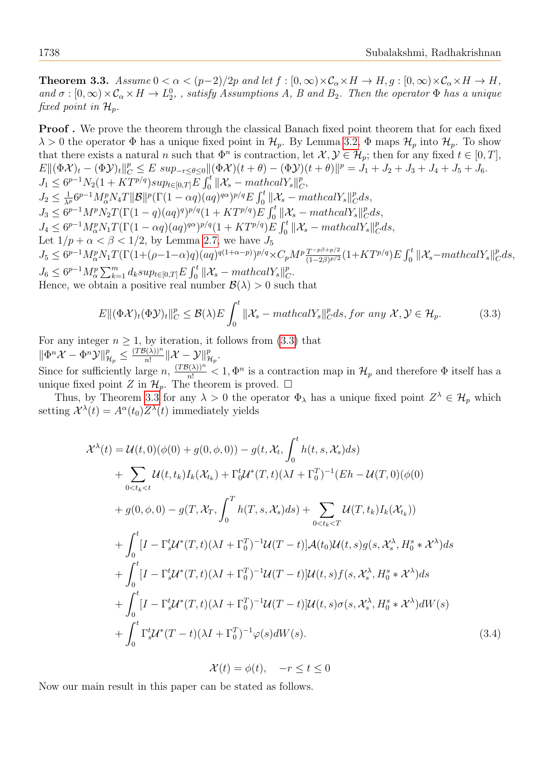**Theorem 3.3.** *Assume $0 < \alpha < (p-2)/2p$ and let $f : [0,\infty) \times \mathcal{C}_\alpha \times H \to H$, $g : [0,\infty) \times \mathcal{C}_\alpha \times H \to H$, and $\sigma : [0,\infty) \times \mathcal{C}_\alpha \times H \to L_2^0$, , satisfy Assumptions A, B and $B_2$. Then the operator $\Phi$ has a unique fixed point in $\mathcal{H}_p$.*

**Proof .** We prove the theorem through the classical Banach fixed point theorem that for each fixed $\lambda > 0$ the operator $\Phi$ has a unique fixed point in $\mathcal{H}_p$. By Lemma 3.2, $\Phi$ maps $\mathcal{H}_p$ into $\mathcal{H}_p$. To show that there exists a natural $n$ such that $\Phi^n$ is contraction, let $\mathcal{X}, \mathcal{Y} \in \mathcal{H}_p$; then for any fixed $t \in [0,T]$, $E\|(\Phi\mathcal{X})_t - (\Phi\mathcal{Y})_t\|_C^p \leq E\ sup_{-r\leq\theta\leq 0}\|(\Phi\mathcal{X})(t+\theta) - (\Phi\mathcal{Y})(t+\theta)\|^p = J_1 + J_2 + J_3 + J_4 + J_5 + J_6$.
$J_1 \leq 6^{p-1}N_2(1 + KT^{p/q})sup_{t\in[0,T]}E\int_0^t \|\mathcal{X}_s - mathcalY_s\|_C^p$,
$J_2 \leq \frac{1}{\lambda^p}6^{p-1}M_\alpha^p N_4 T\|\mathcal{B}\|^p(\Gamma(1-\alpha q)(aq)^{q\alpha})^{p/q}E\int_0^t \|\mathcal{X}_s - mathcalY_s\|_C^p ds$,
$J_3 \leq 6^{p-1}M^p N_2 T(\Gamma(1-q)(aq)^q)^{p/q}(1 + KT^{p/q})E\int_0^t \|\mathcal{X}_s - mathcalY_s\|_C^p ds$,
$J_4 \leq 6^{p-1}M_\alpha^p N_1 T(\Gamma(1-\alpha q)(aq)^{q\alpha})^{p/q}(1 + KT^{p/q})E\int_0^t \|\mathcal{X}_s - mathcalY_s\|_C^p ds$,
Let $1/p + \alpha < \beta < 1/2$, by Lemma 2.7, we have $J_5$
$J_5 \leq 6^{p-1}M_\alpha^p N_1 T(\Gamma(1+(\rho-1-\alpha)q)(aq)^{q(1+\alpha-p)})^{p/q} \times C_p M^p \frac{T^{-p\beta+p/2}}{(1-2\beta)^{p/2}}(1+KT^{p/q})E\int_0^t \|\mathcal{X}_s - mathcalY_s\|_C^p ds$,
$J_6 \leq 6^{p-1}M_\alpha^p \sum_{k=1}^m d_k sup_{t\in[0,T]}E\int_0^t \|\mathcal{X}_s - mathcalY_s\|_C^p$.
Hence, we obtain a positive real number $\mathcal{B}(\lambda) > 0$ such that

$$E\|(\Phi\mathcal{X})_t(\Phi\mathcal{Y})_t\|_C^p \leq \mathcal{B}(\lambda)E\int_0^t \|\mathcal{X}_s - mathcalY_s\|_C^p ds, for\ any\ \mathcal{X}, \mathcal{Y} \in \mathcal{H}_p. \tag{3.3}$$

For any integer $n \geq 1$, by iteration, it follows from (3.3) that
$\|\Phi^n\mathcal{X} - \Phi^n\mathcal{Y}\|_{\mathcal{H}_p}^p \leq \frac{(T\mathcal{B}(\lambda))^n}{n!}\|\mathcal{X} - \mathcal{Y}\|_{\mathcal{H}_p}^p$.
Since for sufficiently large $n$, $\frac{(T\mathcal{B}(\lambda))^n}{n!} < 1$, $\Phi^n$ is a contraction map in $\mathcal{H}_p$ and therefore $\Phi$ itself has a unique fixed point $Z$ in $\mathcal{H}_p$. The theorem is proved. $\square$

Thus, by Theorem 3.3 for any $\lambda > 0$ the operator $\Phi_\lambda$ has a unique fixed point $Z^\lambda \in \mathcal{H}_p$ which setting $\mathcal{X}^\lambda(t) = A^\alpha(t_0)Z^\lambda(t)$ immediately yields

$$\begin{aligned}
\mathcal{X}^\lambda(t) &= \mathcal{U}(t,0)(\phi(0) + g(0,\phi,0)) - g(t,\mathcal{X}_t,\int_0^t h(t,s,\mathcal{X}_s)ds) \\
&+ \sum_{0<t_k<t}\mathcal{U}(t,t_k)I_k(\mathcal{X}_{t_k}) + \Gamma_0^t\mathcal{U}^*(T,t)(\lambda I + \Gamma_0^T)^{-1}(Eh - \mathcal{U}(T,0)(\phi(0) \\
&+ g(0,\phi,0) - g(T,\mathcal{X}_T,\int_0^T h(T,s,\mathcal{X}_s)ds) + \sum_{0<t_k<T}\mathcal{U}(T,t_k)I_k(\mathcal{X}_{t_k})) \\
&+ \int_0^t [I - \Gamma_s^t\mathcal{U}^*(T,t)(\lambda I + \Gamma_0^T)^{-1}\mathcal{U}(T-t)]\mathcal{A}(t_0)\mathcal{U}(t,s)g(s,\mathcal{X}_s^\lambda, H_0^s * \mathcal{X}^\lambda)ds \\
&+ \int_0^t [I - \Gamma_s^t\mathcal{U}^*(T,t)(\lambda I + \Gamma_0^T)^{-1}\mathcal{U}(T-t)]\mathcal{U}(t,s)f(s,\mathcal{X}_s^\lambda, H_0^s * \mathcal{X}^\lambda)ds \\
&+ \int_0^t [I - \Gamma_s^t\mathcal{U}^*(T,t)(\lambda I + \Gamma_0^T)^{-1}\mathcal{U}(T-t)]\mathcal{U}(t,s)\sigma(s,\mathcal{X}_s^\lambda, H_0^s * \mathcal{X}^\lambda)dW(s) \\
&+ \int_0^t \Gamma_s^t\mathcal{U}^*(T-t)(\lambda I + \Gamma_0^T)^{-1}\varphi(s)dW(s).
\end{aligned} \tag{3.4}$$

$$\mathcal{X}(t) = \phi(t), \quad -r \leq t \leq 0$$

Now our main result in this paper can be stated as follows.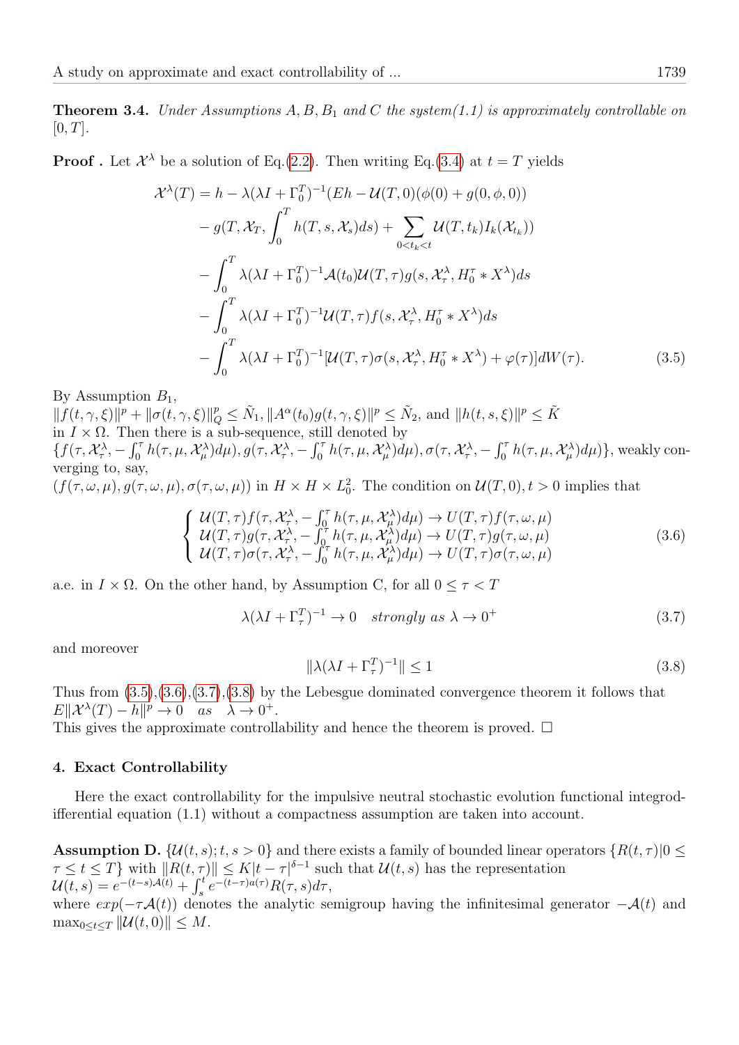**Theorem 3.4.** *Under Assumptions A, B, $B_1$ and C the system(1.1) is approximately controllable on $[0, T]$.*

**Proof .** Let $\mathcal{X}^\lambda$ be a solution of Eq.(2.2). Then writing Eq.(3.4) at $t = T$ yields

$$
\begin{aligned}
\mathcal{X}^\lambda(T) &= h - \lambda(\lambda I + \Gamma_0^T)^{-1}(Eh - \mathcal{U}(T,0)(\phi(0) + g(0,\phi,0)) \\
&\quad - g(T, \mathcal{X}_T, \int_0^T h(T,s,\mathcal{X}_s)ds) + \sum_{0<t_k<t} \mathcal{U}(T,t_k)I_k(\mathcal{X}_{t_k})) \\
&\quad - \int_0^T \lambda(\lambda I + \Gamma_0^T)^{-1}\mathcal{A}(t_0)\mathcal{U}(T,\tau)g(s,\mathcal{X}_\tau^\lambda, H_0^\tau * X^\lambda)ds \\
&\quad - \int_0^T \lambda(\lambda I + \Gamma_0^T)^{-1}\mathcal{U}(T,\tau)f(s,\mathcal{X}_\tau^\lambda, H_0^\tau * X^\lambda)ds \\
&\quad - \int_0^T \lambda(\lambda I + \Gamma_0^T)^{-1}[\mathcal{U}(T,\tau)\sigma(s,\mathcal{X}_\tau^\lambda, H_0^\tau * X^\lambda) + \varphi(\tau)]dW(\tau).
\end{aligned} \tag{3.5}
$$

By Assumption $B_1$,
$\|f(t,\gamma,\xi)\|^p + \|\sigma(t,\gamma,\xi)\|_Q^p \le \tilde{N}_1$, $\|A^\alpha(t_0)g(t,\gamma,\xi)\|^p \le \tilde{N}_2$, and $\|h(t,s,\xi)\|^p \le \tilde{K}$
in $I \times \Omega$. Then there is a sub-sequence, still denoted by
$\{f(\tau,\mathcal{X}_\tau^\lambda, -\int_0^\tau h(\tau,\mu,\mathcal{X}_\mu^\lambda)d\mu), g(\tau,\mathcal{X}_\tau^\lambda, -\int_0^\tau h(\tau,\mu,\mathcal{X}_\mu^\lambda)d\mu), \sigma(\tau,\mathcal{X}_\tau^\lambda, -\int_0^\tau h(\tau,\mu,\mathcal{X}_\mu^\lambda)d\mu)\}$, weakly converging to, say,
$(f(\tau,\omega,\mu), g(\tau,\omega,\mu), \sigma(\tau,\omega,\mu))$ in $H \times H \times L_0^2$. The condition on $\mathcal{U}(T,0), t > 0$ implies that

$$
\begin{cases}
\mathcal{U}(T,\tau)f(\tau,\mathcal{X}_\tau^\lambda, -\int_0^\tau h(\tau,\mu,\mathcal{X}_\mu^\lambda)d\mu) \to U(T,\tau)f(\tau,\omega,\mu) \\
\mathcal{U}(T,\tau)g(\tau,\mathcal{X}_\tau^\lambda, -\int_0^\tau h(\tau,\mu,\mathcal{X}_\mu^\lambda)d\mu) \to U(T,\tau)g(\tau,\omega,\mu) \\
\mathcal{U}(T,\tau)\sigma(\tau,\mathcal{X}_\tau^\lambda, -\int_0^\tau h(\tau,\mu,\mathcal{X}_\mu^\lambda)d\mu) \to U(T,\tau)\sigma(\tau,\omega,\mu)
\end{cases} \tag{3.6}
$$

a.e. in $I \times \Omega$. On the other hand, by Assumption C, for all $0 \le \tau < T$

$$
\lambda(\lambda I + \Gamma_\tau^T)^{-1} \to 0 \quad \textit{strongly as } \lambda \to 0^+ \tag{3.7}
$$

and moreover

$$
\|\lambda(\lambda I + \Gamma_\tau^T)^{-1}\| \le 1 \tag{3.8}
$$

Thus from (3.5),(3.6),(3.7),(3.8) by the Lebesgue dominated convergence theorem it follows that $E\|\mathcal{X}^\lambda(T) - h\|^p \to 0 \quad as \quad \lambda \to 0^+$.
This gives the approximate controllability and hence the theorem is proved. □

## 4. Exact Controllability

Here the exact controllability for the impulsive neutral stochastic evolution functional integrodifferential equation (1.1) without a compactness assumption are taken into account.

**Assumption D.** $\{\mathcal{U}(t,s); t,s > 0\}$ and there exists a family of bounded linear operators $\{R(t,\tau) | 0 \le \tau \le t \le T\}$ with $\|R(t,\tau)\| \le K|t-\tau|^{\delta-1}$ such that $\mathcal{U}(t,s)$ has the representation
$\mathcal{U}(t,s) = e^{-(t-s)\mathcal{A}(t)} + \int_s^t e^{-(t-\tau)a(\tau)}R(\tau,s)d\tau$,
where $exp(-\tau\mathcal{A}(t))$ denotes the analytic semigroup having the infinitesimal generator $-\mathcal{A}(t)$ and $\max_{0\le t\le T}\|\mathcal{U}(t,0)\| \le M$.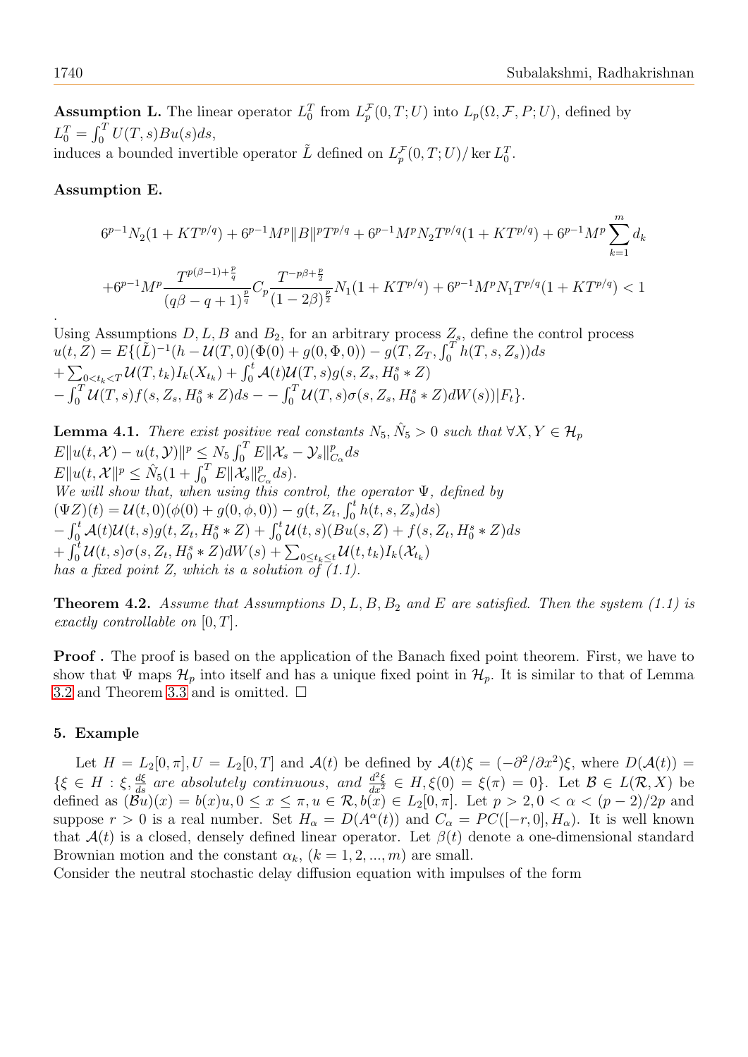**Assumption L.** The linear operator $L_0^T$ from $L_p^{\mathcal{F}}(0,T;U)$ into $L_p(\Omega,\mathcal{F},P;U)$, defined by $L_0^T = \int_0^T U(T,s)Bu(s)ds$,
induces a bounded invertible operator $\tilde{L}$ defined on $L_p^{\mathcal{F}}(0,T;U)/\ker L_0^T$.

**Assumption E.**

$$6^{p-1}N_2(1+KT^{p/q}) + 6^{p-1}M^p\|B\|^pT^{p/q} + 6^{p-1}M^pN_2T^{p/q}(1+KT^{p/q}) + 6^{p-1}M^p\sum_{k=1}^{m}d_k$$

$$+6^{p-1}M^p\frac{T^{p(\beta-1)+\frac{p}{q}}}{(q\beta-q+1)^{\frac{p}{q}}}C_p\frac{T^{-p\beta+\frac{p}{2}}}{(1-2\beta)^{\frac{p}{2}}}N_1(1+KT^{p/q}) + 6^{p-1}M^pN_1T^{p/q}(1+KT^{p/q}) < 1$$

.

Using Assumptions $D, L, B$ and $B_2$, for an arbitrary process $Z_s$, define the control process
$u(t,Z) = E\{(\tilde{L})^{-1}(h - \mathcal{U}(T,0)(\Phi(0)+g(0,\Phi,0)) - g(T,Z_T,\int_0^T h(T,s,Z_s))ds$
$+\sum_{0<t_k<T}\mathcal{U}(T,t_k)I_k(X_{t_k}) + \int_0^t \mathcal{A}(t)\mathcal{U}(T,s)g(s,Z_s,H_0^s * Z)$
$-\int_0^T \mathcal{U}(T,s)f(s,Z_s,H_0^s * Z)ds - -\int_0^T \mathcal{U}(T,s)\sigma(s,Z_s,H_0^s * Z)dW(s))|F_t\}$.

**Lemma 4.1.** *There exist positive real constants $N_5, \hat{N}_5 > 0$ such that $\forall X,Y \in \mathcal{H}_p$*
$E\|u(t,\mathcal{X}) - u(t,\mathcal{Y})\|^p \leq N_5\int_0^T E\|\mathcal{X}_s - \mathcal{Y}_s\|_{C_\alpha}^p ds$
$E\|u(t,\mathcal{X}\|^p \leq \hat{N}_5(1+\int_0^T E\|\mathcal{X}_s\|_{C_\alpha}^p ds)$.
*We will show that, when using this control, the operator $\Psi$, defined by*
$(\Psi Z)(t) = \mathcal{U}(t,0)(\phi(0)+g(0,\phi,0)) - g(t,Z_t,\int_0^t h(t,s,Z_s)ds)$
$-\int_0^t \mathcal{A}(t)\mathcal{U}(t,s)g(t,Z_t,H_0^s * Z) + \int_0^t \mathcal{U}(t,s)(Bu(s,Z) + f(s,Z_t,H_0^s * Z)ds$
$+\int_0^t \mathcal{U}(t,s)\sigma(s,Z_t,H_0^s * Z)dW(s) + \sum_{0\leq t_k \leq t}\mathcal{U}(t,t_k)I_k(\mathcal{X}_{t_k})$
*has a fixed point $Z$, which is a solution of (1.1).*

**Theorem 4.2.** *Assume that Assumptions $D, L, B, B_2$ and $E$ are satisfied. Then the system (1.1) is exactly controllable on $[0,T]$.*

**Proof .** The proof is based on the application of the Banach fixed point theorem. First, we have to show that $\Psi$ maps $\mathcal{H}_p$ into itself and has a unique fixed point in $\mathcal{H}_p$. It is similar to that of Lemma 3.2 and Theorem 3.3 and is omitted. □

## 5. Example

Let $H = L_2[0,\pi], U = L_2[0,T]$ and $\mathcal{A}(t)$ be defined by $\mathcal{A}(t)\xi = (-\partial^2/\partial x^2)\xi$, where $D(\mathcal{A}(t)) = \{\xi \in H : \xi, \frac{d\xi}{ds}$ *are absolutely continuous, and* $\frac{d^2\xi}{dx^2} \in H, \xi(0) = \xi(\pi) = 0\}$. Let $\mathcal{B} \in L(\mathcal{R}, X)$ be defined as $(\mathcal{B}u)(x) = b(x)u, 0 \leq x \leq \pi, u \in \mathcal{R}, b(x) \in L_2[0,\pi]$. Let $p > 2, 0 < \alpha < (p-2)/2p$ and suppose $r > 0$ is a real number. Set $H_\alpha = D(A^\alpha(t))$ and $C_\alpha = PC([-r,0], H_\alpha)$. It is well known that $\mathcal{A}(t)$ is a closed, densely defined linear operator. Let $\beta(t)$ denote a one-dimensional standard Brownian motion and the constant $\alpha_k$, $(k = 1,2,...,m)$ are small.
Consider the neutral stochastic delay diffusion equation with impulses of the form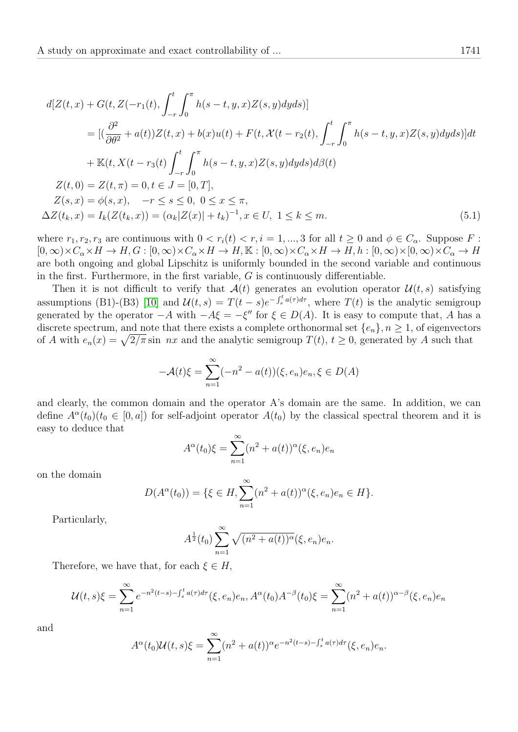$$
\begin{aligned}
d[Z(t,x) &+ G(t, Z(-r_1(t), \int_{-r}^{t}\int_{0}^{\pi} h(s-t,y,x)Z(s,y)dyds)] \\
&= [(\frac{\partial^2}{\partial\theta^2} + a(t))Z(t,x) + b(x)u(t) + F(t, \mathcal{X}(t-r_2(t), \int_{-r}^{t}\int_{0}^{\pi} h(s-t,y,x)Z(s,y)dyds)]dt \\
&+ \mathbb{K}(t, X(t-r_3(t)\int_{-r}^{t}\int_{0}^{\pi} h(s-t,y,x)Z(s,y)dyds)d\beta(t) \\
Z(t,0) &= Z(t,\pi) = 0, t \in J = [0,T], \\
Z(s,x) &= \phi(s,x), \quad -r \leq s \leq 0,\ 0 \leq x \leq \pi, \\
\Delta Z(t_k,x) &= I_k(Z(t_k,x)) = (\alpha_k|Z(x)| + t_k)^{-1}, x \in U,\ 1 \leq k \leq m. \qquad (5.1)
\end{aligned}
$$

where $r_1, r_2, r_3$ are continuous with $0 < r_i(t) < r, i = 1, ..., 3$ for all $t \geq 0$ and $\phi \in C_\alpha$. Suppose $F : [0,\infty)\times C_\alpha \times H \to H, G : [0,\infty)\times C_\alpha \times H \to H, \mathbb{K} : [0,\infty)\times C_\alpha \times H \to H, h : [0,\infty)\times[0,\infty)\times C_\alpha \to H$ are both ongoing and global Lipschitz is uniformly bounded in the second variable and continuous in the first. Furthermore, in the first variable, $G$ is continuously differentiable.

Then it is not difficult to verify that $\mathcal{A}(t)$ generates an evolution operator $\mathcal{U}(t,s)$ satisfying assumptions (B1)-(B3) [10] and $\mathcal{U}(t,s) = T(t-s)e^{-\int_s^t a(\tau)d\tau}$, where $T(t)$ is the analytic semigroup generated by the operator $-A$ with $-A\xi = -\xi''$ for $\xi \in D(A)$. It is easy to compute that, $A$ has a discrete spectrum, and note that there exists a complete orthonormal set $\{e_n\}, n \geq 1$, of eigenvectors of $A$ with $e_n(x) = \sqrt{2/\pi}\sin\ nx$ and the analytic semigroup $T(t)$, $t \geq 0$, generated by $A$ such that

$$
-\mathcal{A}(t)\xi = \sum_{n=1}^{\infty}(-n^2 - a(t))(\xi, e_n)e_n, \xi \in D(A)
$$

and clearly, the common domain and the operator A's domain are the same. In addition, we can define $A^\alpha(t_0)(t_0 \in [0,a])$ for self-adjoint operator $A(t_0)$ by the classical spectral theorem and it is easy to deduce that

$$
A^\alpha(t_0)\xi = \sum_{n=1}^{\infty}(n^2 + a(t))^\alpha(\xi, e_n)e_n
$$

on the domain

$$
D(A^\alpha(t_0)) = \{\xi \in H, \sum_{n=1}^{\infty}(n^2 + a(t))^\alpha(\xi, e_n)e_n \in H\}.
$$

Particularly,

$$
A^{\frac{1}{2}}(t_0)\sum_{n=1}^{\infty}\sqrt{(n^2 + a(t))^\alpha}(\xi, e_n)e_n.
$$

Therefore, we have that, for each $\xi \in H$,

$$
\mathcal{U}(t,s)\xi = \sum_{n=1}^{\infty} e^{-n^2(t-s)-\int_s^t a(\tau)d\tau}(\xi, e_n)e_n, A^\alpha(t_0)A^{-\beta}(t_0)\xi = \sum_{n=1}^{\infty}(n^2 + a(t))^{\alpha-\beta}(\xi, e_n)e_n
$$

and

$$
A^\alpha(t_0)\mathcal{U}(t,s)\xi = \sum_{n=1}^{\infty}(n^2 + a(t))^\alpha e^{-n^2(t-s)-\int_s^t a(\tau)d\tau}(\xi, e_n)e_n.
$$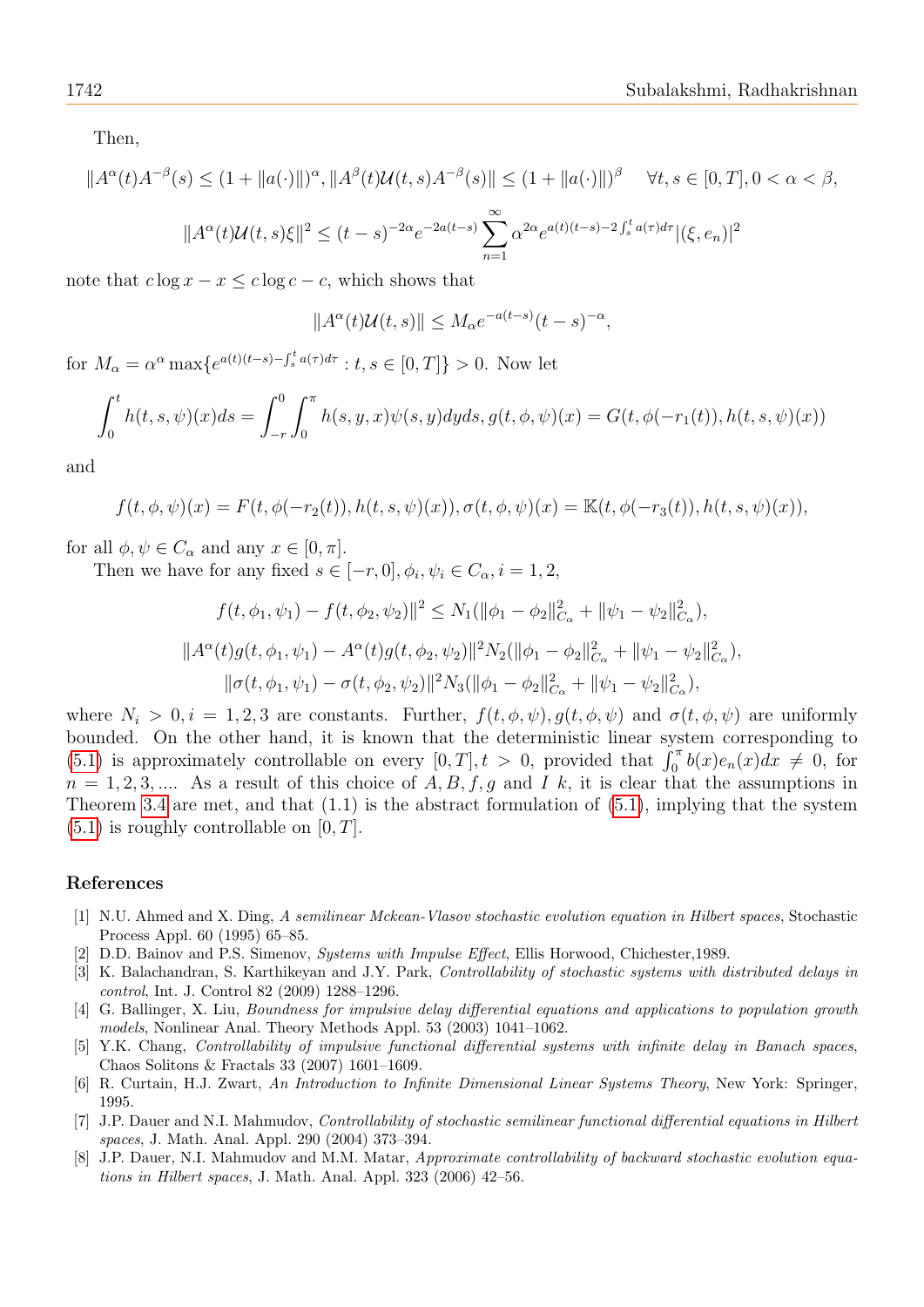Then,

$$\|A^{\alpha}(t)A^{-\beta}(s) \leq (1+\|a(\cdot)\|)^{\alpha}, \|A^{\beta}(t)\mathcal{U}(t,s)A^{-\beta}(s)\| \leq (1+\|a(\cdot)\|)^{\beta} \quad \forall t,s\in[0,T], 0<\alpha<\beta,$$

$$\|A^{\alpha}(t)\mathcal{U}(t,s)\xi\|^2 \leq (t-s)^{-2\alpha}e^{-2a(t-s)}\sum_{n=1}^{\infty}\alpha^{2\alpha}e^{a(t)(t-s)-2\int_s^t a(\tau)d\tau}|(\xi,e_n)|^2$$

note that $c\log x - x \leq c\log c - c$, which shows that

$$\|A^{\alpha}(t)\mathcal{U}(t,s)\| \leq M_{\alpha}e^{-a(t-s)}(t-s)^{-\alpha},$$

for $M_{\alpha} = \alpha^{\alpha}\max\{e^{a(t)(t-s)-\int_s^t a(\tau)d\tau} : t,s\in[0,T]\} > 0$. Now let

$$\int_0^t h(t,s,\psi)(x)ds = \int_{-r}^0\int_0^{\pi} h(s,y,x)\psi(s,y)dyds, g(t,\phi,\psi)(x) = G(t,\phi(-r_1(t)), h(t,s,\psi)(x))$$

and

$$f(t,\phi,\psi)(x) = F(t,\phi(-r_2(t)), h(t,s,\psi)(x)), \sigma(t,\phi,\psi)(x) = \mathbb{K}(t,\phi(-r_3(t)), h(t,s,\psi)(x)),$$

for all $\phi,\psi\in C_{\alpha}$ and any $x\in[0,\pi]$.

Then we have for any fixed $s\in[-r,0], \phi_i,\psi_i\in C_{\alpha}, i=1,2,$

$$f(t,\phi_1,\psi_1) - f(t,\phi_2,\psi_2)\|^2 \leq N_1(\|\phi_1-\phi_2\|^2_{C_{\alpha}} + \|\psi_1-\psi_2\|^2_{C_{\alpha}}),$$

$$\|A^{\alpha}(t)g(t,\phi_1,\psi_1) - A^{\alpha}(t)g(t,\phi_2,\psi_2)\|^2 N_2(\|\phi_1-\phi_2\|^2_{C_{\alpha}} + \|\psi_1-\psi_2\|^2_{C_{\alpha}}),$$

$$\|\sigma(t,\phi_1,\psi_1) - \sigma(t,\phi_2,\psi_2)\|^2 N_3(\|\phi_1-\phi_2\|^2_{C_{\alpha}} + \|\psi_1-\psi_2\|^2_{C_{\alpha}}),$$

where $N_i > 0, i=1,2,3$ are constants. Further, $f(t,\phi,\psi), g(t,\phi,\psi)$ and $\sigma(t,\phi,\psi)$ are uniformly bounded. On the other hand, it is known that the deterministic linear system corresponding to (5.1) is approximately controllable on every $[0,T], t>0$, provided that $\int_0^{\pi} b(x)e_n(x)dx \neq 0$, for $n=1,2,3,....$ As a result of this choice of $A,B,f,g$ and $I$ $k$, it is clear that the assumptions in Theorem 3.4 are met, and that (1.1) is the abstract formulation of (5.1), implying that the system (5.1) is roughly controllable on $[0,T]$.

## References

[1] N.U. Ahmed and X. Ding, *A semilinear Mckean-Vlasov stochastic evolution equation in Hilbert spaces*, Stochastic Process Appl. 60 (1995) 65–85.

[2] D.D. Bainov and P.S. Simenov, *Systems with Impulse Effect*, Ellis Horwood, Chichester,1989.

[3] K. Balachandran, S. Karthikeyan and J.Y. Park, *Controllability of stochastic systems with distributed delays in control*, Int. J. Control 82 (2009) 1288–1296.

[4] G. Ballinger, X. Liu, *Boundness for impulsive delay differential equations and applications to population growth models*, Nonlinear Anal. Theory Methods Appl. 53 (2003) 1041–1062.

[5] Y.K. Chang, *Controllability of impulsive functional differential systems with infinite delay in Banach spaces*, Chaos Solitons & Fractals 33 (2007) 1601–1609.

[6] R. Curtain, H.J. Zwart, *An Introduction to Infinite Dimensional Linear Systems Theory*, New York: Springer, 1995.

[7] J.P. Dauer and N.I. Mahmudov, *Controllability of stochastic semilinear functional differential equations in Hilbert spaces*, J. Math. Anal. Appl. 290 (2004) 373–394.

[8] J.P. Dauer, N.I. Mahmudov and M.M. Matar, *Approximate controllability of backward stochastic evolution equations in Hilbert spaces*, J. Math. Anal. Appl. 323 (2006) 42–56.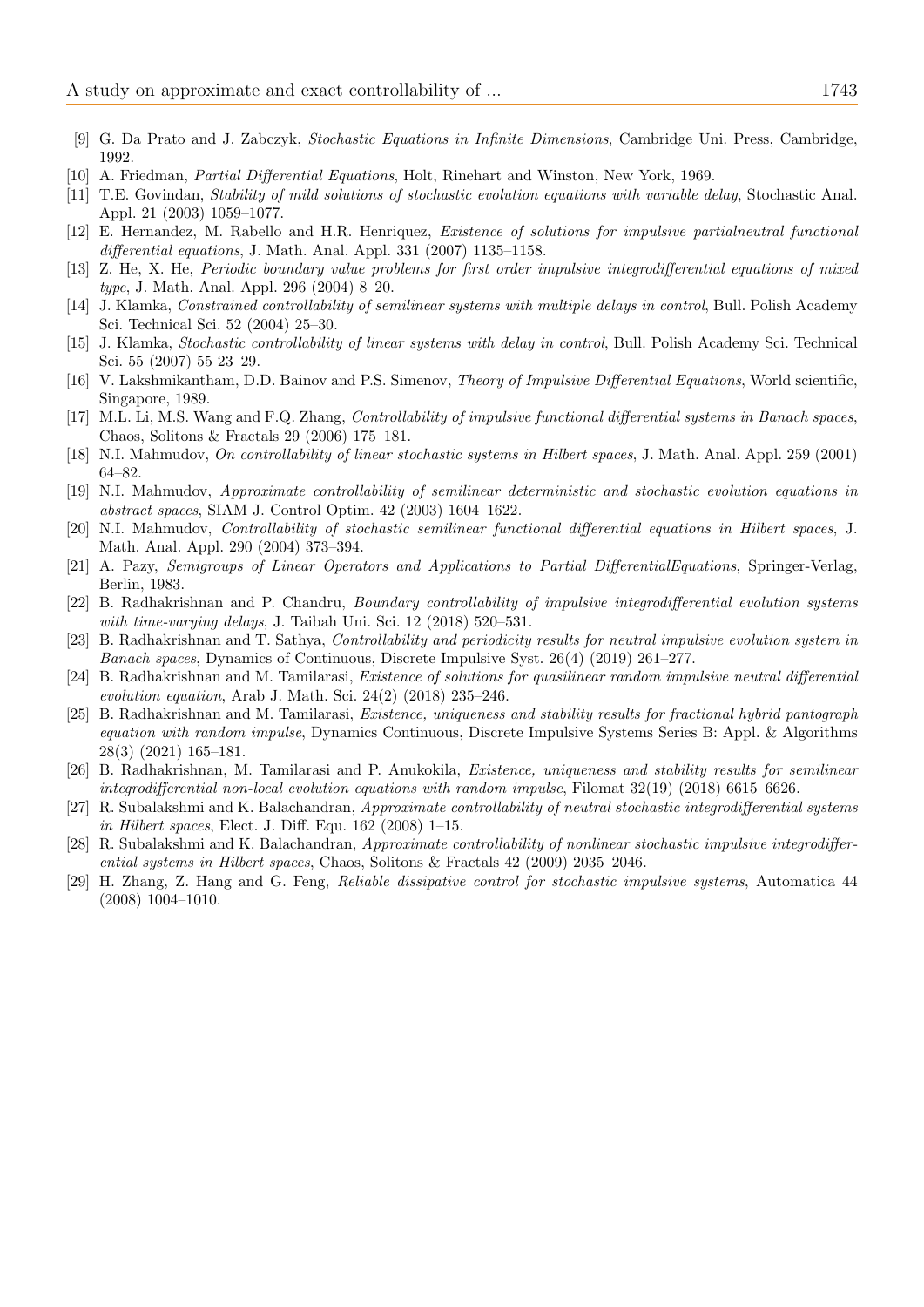[9] G. Da Prato and J. Zabczyk, *Stochastic Equations in Infinite Dimensions*, Cambridge Uni. Press, Cambridge, 1992.

[10] A. Friedman, *Partial Differential Equations*, Holt, Rinehart and Winston, New York, 1969.

[11] T.E. Govindan, *Stability of mild solutions of stochastic evolution equations with variable delay*, Stochastic Anal. Appl. 21 (2003) 1059–1077.

[12] E. Hernandez, M. Rabello and H.R. Henriquez, *Existence of solutions for impulsive partialneutral functional differential equations*, J. Math. Anal. Appl. 331 (2007) 1135–1158.

[13] Z. He, X. He, *Periodic boundary value problems for first order impulsive integrodifferential equations of mixed type*, J. Math. Anal. Appl. 296 (2004) 8–20.

[14] J. Klamka, *Constrained controllability of semilinear systems with multiple delays in control*, Bull. Polish Academy Sci. Technical Sci. 52 (2004) 25–30.

[15] J. Klamka, *Stochastic controllability of linear systems with delay in control*, Bull. Polish Academy Sci. Technical Sci. 55 (2007) 55 23–29.

[16] V. Lakshmikantham, D.D. Bainov and P.S. Simenov, *Theory of Impulsive Differential Equations*, World scientific, Singapore, 1989.

[17] M.L. Li, M.S. Wang and F.Q. Zhang, *Controllability of impulsive functional differential systems in Banach spaces*, Chaos, Solitons & Fractals 29 (2006) 175–181.

[18] N.I. Mahmudov, *On controllability of linear stochastic systems in Hilbert spaces*, J. Math. Anal. Appl. 259 (2001) 64–82.

[19] N.I. Mahmudov, *Approximate controllability of semilinear deterministic and stochastic evolution equations in abstract spaces*, SIAM J. Control Optim. 42 (2003) 1604–1622.

[20] N.I. Mahmudov, *Controllability of stochastic semilinear functional differential equations in Hilbert spaces*, J. Math. Anal. Appl. 290 (2004) 373–394.

[21] A. Pazy, *Semigroups of Linear Operators and Applications to Partial DifferentialEquations*, Springer-Verlag, Berlin, 1983.

[22] B. Radhakrishnan and P. Chandru, *Boundary controllability of impulsive integrodifferential evolution systems with time-varying delays*, J. Taibah Uni. Sci. 12 (2018) 520–531.

[23] B. Radhakrishnan and T. Sathya, *Controllability and periodicity results for neutral impulsive evolution system in Banach spaces*, Dynamics of Continuous, Discrete Impulsive Syst. 26(4) (2019) 261–277.

[24] B. Radhakrishnan and M. Tamilarasi, *Existence of solutions for quasilinear random impulsive neutral differential evolution equation*, Arab J. Math. Sci. 24(2) (2018) 235–246.

[25] B. Radhakrishnan and M. Tamilarasi, *Existence, uniqueness and stability results for fractional hybrid pantograph equation with random impulse*, Dynamics Continuous, Discrete Impulsive Systems Series B: Appl. & Algorithms 28(3) (2021) 165–181.

[26] B. Radhakrishnan, M. Tamilarasi and P. Anukokila, *Existence, uniqueness and stability results for semilinear integrodifferential non-local evolution equations with random impulse*, Filomat 32(19) (2018) 6615–6626.

[27] R. Subalakshmi and K. Balachandran, *Approximate controllability of neutral stochastic integrodifferential systems in Hilbert spaces*, Elect. J. Diff. Equ. 162 (2008) 1–15.

[28] R. Subalakshmi and K. Balachandran, *Approximate controllability of nonlinear stochastic impulsive integrodifferential systems in Hilbert spaces*, Chaos, Solitons & Fractals 42 (2009) 2035–2046.

[29] H. Zhang, Z. Hang and G. Feng, *Reliable dissipative control for stochastic impulsive systems*, Automatica 44 (2008) 1004–1010.